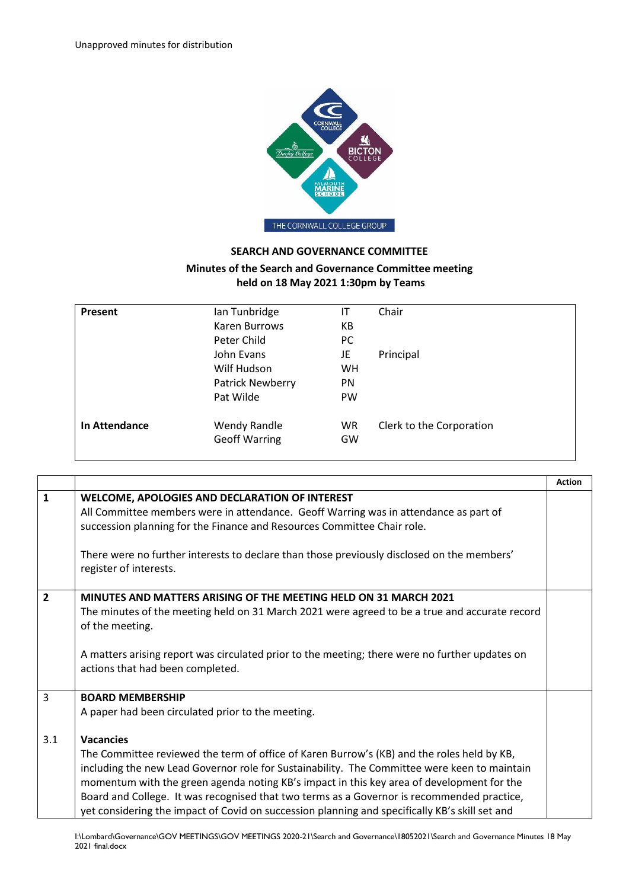Unapproved minutes for distribution

**SEARCH AND GOVERNANCE COMMITTEE**

**Minutes of the Search and Governance Committee meeting held on 18 May 2021 1:30pm by Teams**

| | | | |
|---|---|---|---|
| **Present** | Ian Tunbridge | IT | Chair |
| | Karen Burrows | KB | |
| | Peter Child | PC | |
| | John Evans | JE | Principal |
| | Wilf Hudson | WH | |
| | Patrick Newberry | PN | |
| | Pat Wilde | PW | |
| **In Attendance** | Wendy Randle | WR | Clerk to the Corporation |
| | Geoff Warring | GW | |

| | | **Action** |
|---|---|---|
| **1** | **WELCOME, APOLOGIES AND DECLARATION OF INTEREST**<br>All Committee members were in attendance. Geoff Warring was in attendance as part of succession planning for the Finance and Resources Committee Chair role.<br><br>There were no further interests to declare than those previously disclosed on the members' register of interests. | |
| **2** | **MINUTES AND MATTERS ARISING OF THE MEETING HELD ON 31 MARCH 2021**<br>The minutes of the meeting held on 31 March 2021 were agreed to be a true and accurate record of the meeting.<br><br>A matters arising report was circulated prior to the meeting; there were no further updates on actions that had been completed. | |
| 3 | **BOARD MEMBERSHIP**<br>A paper had been circulated prior to the meeting. | |
| 3.1 | **Vacancies**<br>The Committee reviewed the term of office of Karen Burrow's (KB) and the roles held by KB, including the new Lead Governor role for Sustainability. The Committee were keen to maintain momentum with the green agenda noting KB's impact in this key area of development for the Board and College. It was recognised that two terms as a Governor is recommended practice, yet considering the impact of Covid on succession planning and specifically KB's skill set and | |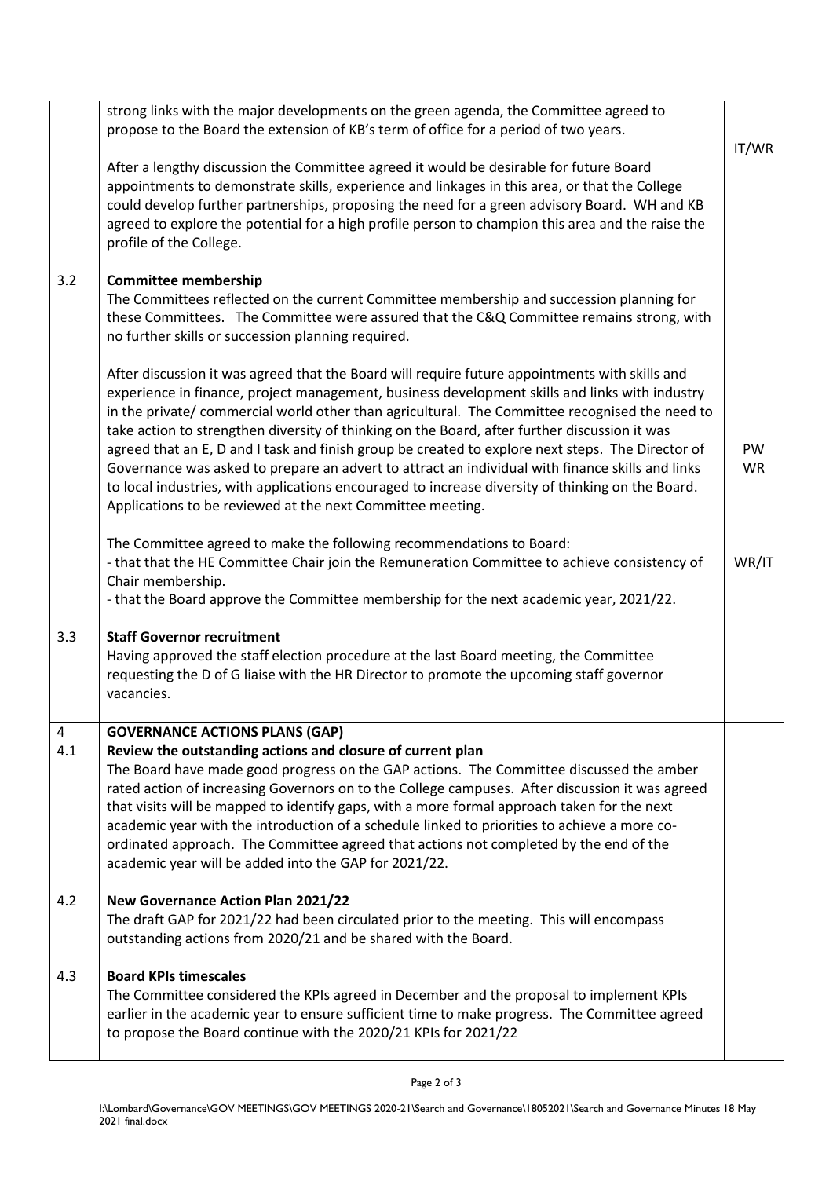| | | |
|---|---|---|
| | strong links with the major developments on the green agenda, the Committee agreed to propose to the Board the extension of KB's term of office for a period of two years.<br><br>After a lengthy discussion the Committee agreed it would be desirable for future Board appointments to demonstrate skills, experience and linkages in this area, or that the College could develop further partnerships, proposing the need for a green advisory Board. WH and KB agreed to explore the potential for a high profile person to champion this area and the raise the profile of the College. | IT/WR |
| 3.2 | **Committee membership**<br>The Committees reflected on the current Committee membership and succession planning for these Committees. The Committee were assured that the C&Q Committee remains strong, with no further skills or succession planning required.<br><br>After discussion it was agreed that the Board will require future appointments with skills and experience in finance, project management, business development skills and links with industry in the private/ commercial world other than agricultural. The Committee recognised the need to take action to strengthen diversity of thinking on the Board, after further discussion it was agreed that an E, D and I task and finish group be created to explore next steps. The Director of Governance was asked to prepare an advert to attract an individual with finance skills and links to local industries, with applications encouraged to increase diversity of thinking on the Board. Applications to be reviewed at the next Committee meeting.<br><br>The Committee agreed to make the following recommendations to Board:<br>- that that the HE Committee Chair join the Remuneration Committee to achieve consistency of Chair membership.<br>- that the Board approve the Committee membership for the next academic year, 2021/22. | PW<br>WR<br><br>WR/IT |
| 3.3 | **Staff Governor recruitment**<br>Having approved the staff election procedure at the last Board meeting, the Committee requesting the D of G liaise with the HR Director to promote the upcoming staff governor vacancies. | |
| 4<br>4.1 | **GOVERNANCE ACTIONS PLANS (GAP)**<br>**Review the outstanding actions and closure of current plan**<br>The Board have made good progress on the GAP actions. The Committee discussed the amber rated action of increasing Governors on to the College campuses. After discussion it was agreed that visits will be mapped to identify gaps, with a more formal approach taken for the next academic year with the introduction of a schedule linked to priorities to achieve a more co-ordinated approach. The Committee agreed that actions not completed by the end of the academic year will be added into the GAP for 2021/22. | |
| 4.2 | **New Governance Action Plan 2021/22**<br>The draft GAP for 2021/22 had been circulated prior to the meeting. This will encompass outstanding actions from 2020/21 and be shared with the Board. | |
| 4.3 | **Board KPIs timescales**<br>The Committee considered the KPIs agreed in December and the proposal to implement KPIs earlier in the academic year to ensure sufficient time to make progress. The Committee agreed to propose the Board continue with the 2020/21 KPIs for 2021/22 | |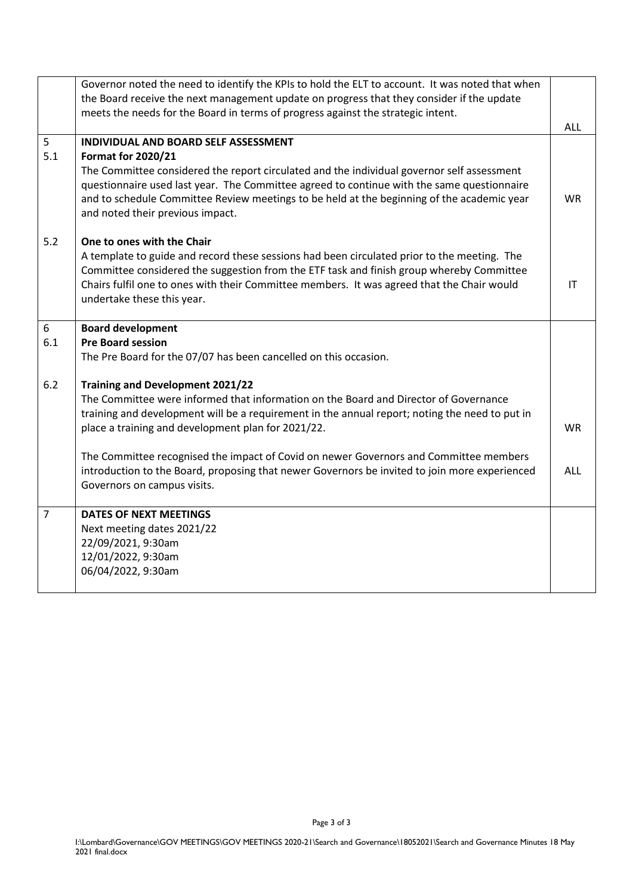| | | |
|---|---|---|
| | Governor noted the need to identify the KPIs to hold the ELT to account. It was noted that when the Board receive the next management update on progress that they consider if the update meets the needs for the Board in terms of progress against the strategic intent. | ALL |
| 5<br>5.1 | **INDIVIDUAL AND BOARD SELF ASSESSMENT**<br>**Format for 2020/21**<br>The Committee considered the report circulated and the individual governor self assessment questionnaire used last year. The Committee agreed to continue with the same questionnaire and to schedule Committee Review meetings to be held at the beginning of the academic year and noted their previous impact. | WR |
| 5.2 | **One to ones with the Chair**<br>A template to guide and record these sessions had been circulated prior to the meeting. The Committee considered the suggestion from the ETF task and finish group whereby Committee Chairs fulfil one to ones with their Committee members. It was agreed that the Chair would undertake these this year. | IT |
| 6<br>6.1 | **Board development**<br>**Pre Board session**<br>The Pre Board for the 07/07 has been cancelled on this occasion. | |
| 6.2 | **Training and Development 2021/22**<br>The Committee were informed that information on the Board and Director of Governance training and development will be a requirement in the annual report; noting the need to put in place a training and development plan for 2021/22. | WR |
| | The Committee recognised the impact of Covid on newer Governors and Committee members introduction to the Board, proposing that newer Governors be invited to join more experienced Governors on campus visits. | ALL |
| 7 | **DATES OF NEXT MEETINGS**<br>Next meeting dates 2021/22<br>22/09/2021, 9:30am<br>12/01/2022, 9:30am<br>06/04/2022, 9:30am | |

I:\Lombard\Governance\GOV MEETINGS\GOV MEETINGS 2020-21\Search and Governance\18052021\Search and Governance Minutes 18 May 2021 final.docx